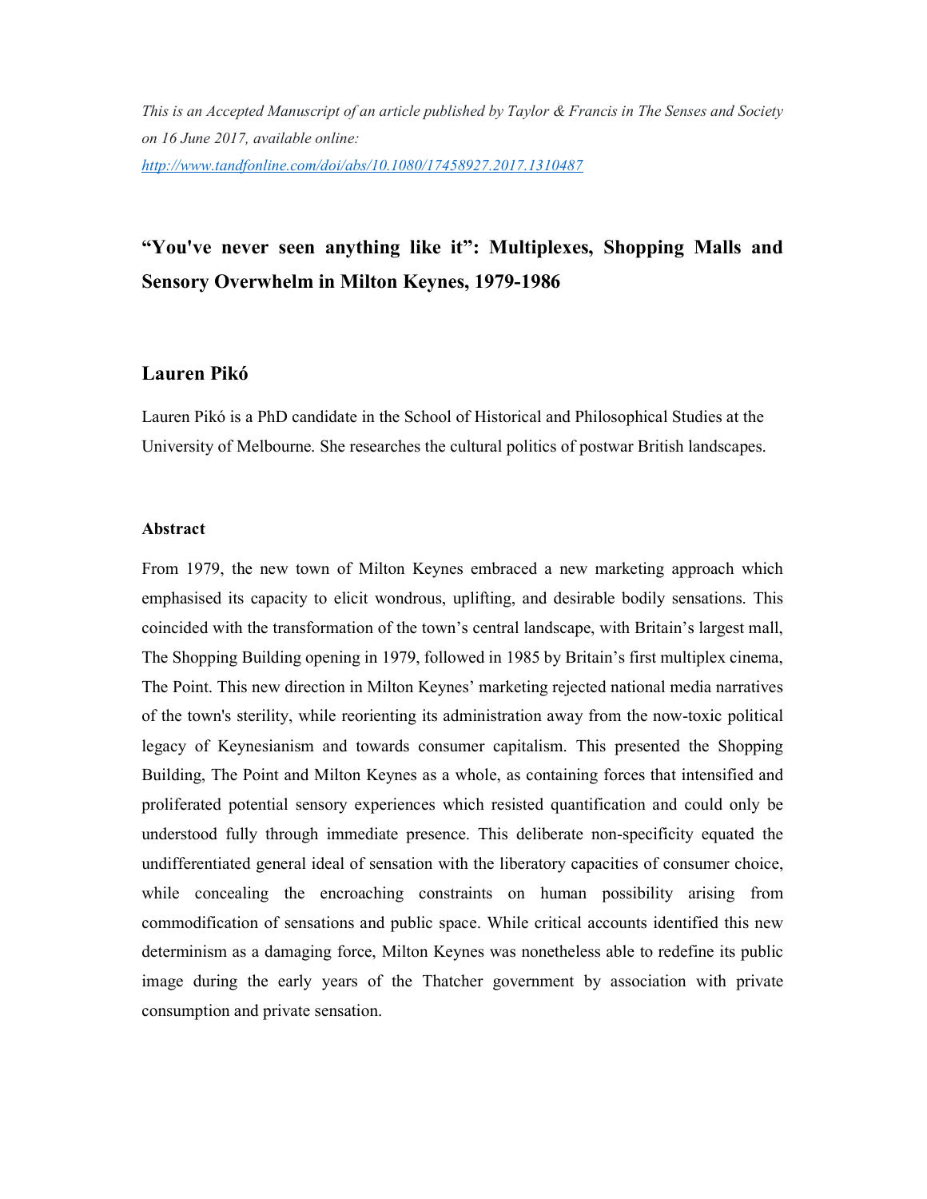*This is an Accepted Manuscript of an article published by Taylor & Francis in The Senses and Society on 16 June 2017, available online:* *http://www.tandfonline.com/doi/abs/10.1080/17458927.2017.1310487*

# "You've never seen anything like it": Multiplexes, Shopping Malls and Sensory Overwhelm in Milton Keynes, 1979-1986

## Lauren Pikó

Lauren Pikó is a PhD candidate in the School of Historical and Philosophical Studies at the University of Melbourne. She researches the cultural politics of postwar British landscapes.

### Abstract

From 1979, the new town of Milton Keynes embraced a new marketing approach which emphasised its capacity to elicit wondrous, uplifting, and desirable bodily sensations. This coincided with the transformation of the town's central landscape, with Britain's largest mall, The Shopping Building opening in 1979, followed in 1985 by Britain's first multiplex cinema, The Point. This new direction in Milton Keynes' marketing rejected national media narratives of the town's sterility, while reorienting its administration away from the now-toxic political legacy of Keynesianism and towards consumer capitalism. This presented the Shopping Building, The Point and Milton Keynes as a whole, as containing forces that intensified and proliferated potential sensory experiences which resisted quantification and could only be understood fully through immediate presence. This deliberate non-specificity equated the undifferentiated general ideal of sensation with the liberatory capacities of consumer choice, while concealing the encroaching constraints on human possibility arising from commodification of sensations and public space. While critical accounts identified this new determinism as a damaging force, Milton Keynes was nonetheless able to redefine its public image during the early years of the Thatcher government by association with private consumption and private sensation.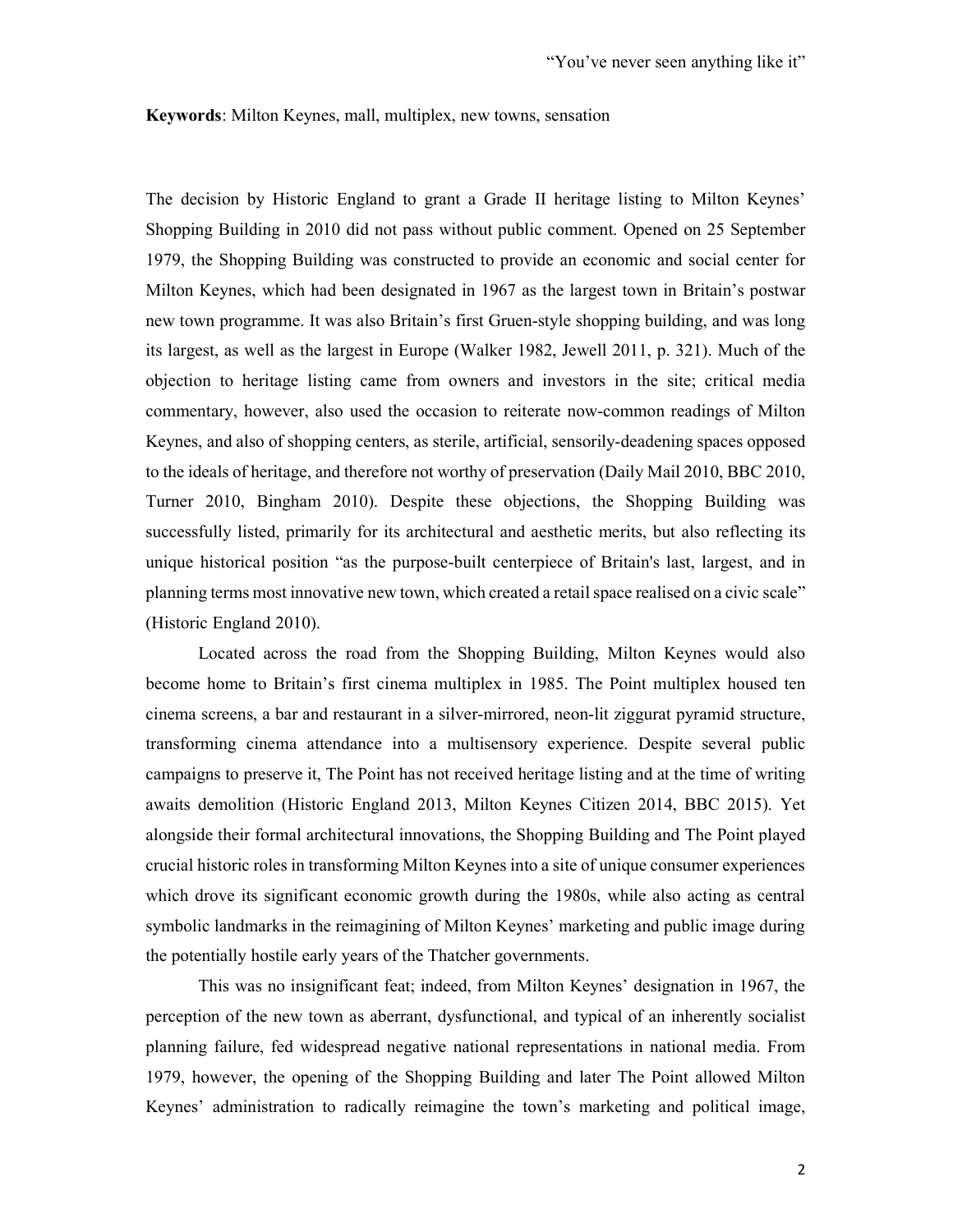**Keywords**: Milton Keynes, mall, multiplex, new towns, sensation

The decision by Historic England to grant a Grade II heritage listing to Milton Keynes' Shopping Building in 2010 did not pass without public comment. Opened on 25 September 1979, the Shopping Building was constructed to provide an economic and social center for Milton Keynes, which had been designated in 1967 as the largest town in Britain's postwar new town programme. It was also Britain's first Gruen-style shopping building, and was long its largest, as well as the largest in Europe (Walker 1982, Jewell 2011, p. 321). Much of the objection to heritage listing came from owners and investors in the site; critical media commentary, however, also used the occasion to reiterate now-common readings of Milton Keynes, and also of shopping centers, as sterile, artificial, sensorily-deadening spaces opposed to the ideals of heritage, and therefore not worthy of preservation (Daily Mail 2010, BBC 2010, Turner 2010, Bingham 2010). Despite these objections, the Shopping Building was successfully listed, primarily for its architectural and aesthetic merits, but also reflecting its unique historical position "as the purpose-built centerpiece of Britain's last, largest, and in planning terms most innovative new town, which created a retail space realised on a civic scale" (Historic England 2010).

Located across the road from the Shopping Building, Milton Keynes would also become home to Britain's first cinema multiplex in 1985. The Point multiplex housed ten cinema screens, a bar and restaurant in a silver-mirrored, neon-lit ziggurat pyramid structure, transforming cinema attendance into a multisensory experience. Despite several public campaigns to preserve it, The Point has not received heritage listing and at the time of writing awaits demolition (Historic England 2013, Milton Keynes Citizen 2014, BBC 2015). Yet alongside their formal architectural innovations, the Shopping Building and The Point played crucial historic roles in transforming Milton Keynes into a site of unique consumer experiences which drove its significant economic growth during the 1980s, while also acting as central symbolic landmarks in the reimagining of Milton Keynes' marketing and public image during the potentially hostile early years of the Thatcher governments.

This was no insignificant feat; indeed, from Milton Keynes' designation in 1967, the perception of the new town as aberrant, dysfunctional, and typical of an inherently socialist planning failure, fed widespread negative national representations in national media. From 1979, however, the opening of the Shopping Building and later The Point allowed Milton Keynes' administration to radically reimagine the town's marketing and political image,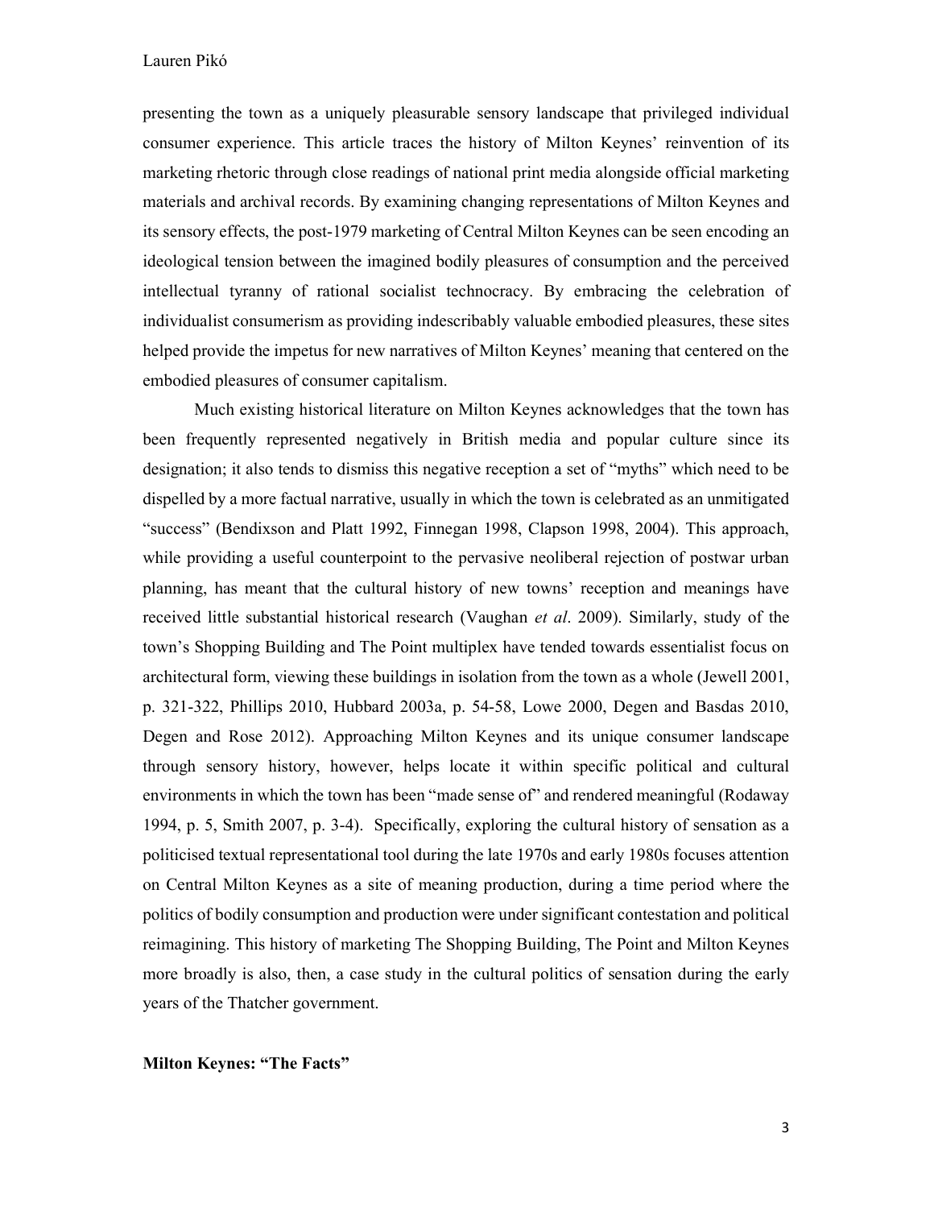presenting the town as a uniquely pleasurable sensory landscape that privileged individual consumer experience. This article traces the history of Milton Keynes' reinvention of its marketing rhetoric through close readings of national print media alongside official marketing materials and archival records. By examining changing representations of Milton Keynes and its sensory effects, the post-1979 marketing of Central Milton Keynes can be seen encoding an ideological tension between the imagined bodily pleasures of consumption and the perceived intellectual tyranny of rational socialist technocracy. By embracing the celebration of individualist consumerism as providing indescribably valuable embodied pleasures, these sites helped provide the impetus for new narratives of Milton Keynes' meaning that centered on the embodied pleasures of consumer capitalism.

Much existing historical literature on Milton Keynes acknowledges that the town has been frequently represented negatively in British media and popular culture since its designation; it also tends to dismiss this negative reception a set of "myths" which need to be dispelled by a more factual narrative, usually in which the town is celebrated as an unmitigated "success" (Bendixson and Platt 1992, Finnegan 1998, Clapson 1998, 2004). This approach, while providing a useful counterpoint to the pervasive neoliberal rejection of postwar urban planning, has meant that the cultural history of new towns' reception and meanings have received little substantial historical research (Vaughan *et al*. 2009). Similarly, study of the town's Shopping Building and The Point multiplex have tended towards essentialist focus on architectural form, viewing these buildings in isolation from the town as a whole (Jewell 2001, p. 321-322, Phillips 2010, Hubbard 2003a, p. 54-58, Lowe 2000, Degen and Basdas 2010, Degen and Rose 2012). Approaching Milton Keynes and its unique consumer landscape through sensory history, however, helps locate it within specific political and cultural environments in which the town has been "made sense of" and rendered meaningful (Rodaway 1994, p. 5, Smith 2007, p. 3-4). Specifically, exploring the cultural history of sensation as a politicised textual representational tool during the late 1970s and early 1980s focuses attention on Central Milton Keynes as a site of meaning production, during a time period where the politics of bodily consumption and production were under significant contestation and political reimagining. This history of marketing The Shopping Building, The Point and Milton Keynes more broadly is also, then, a case study in the cultural politics of sensation during the early years of the Thatcher government.

**Milton Keynes: "The Facts"**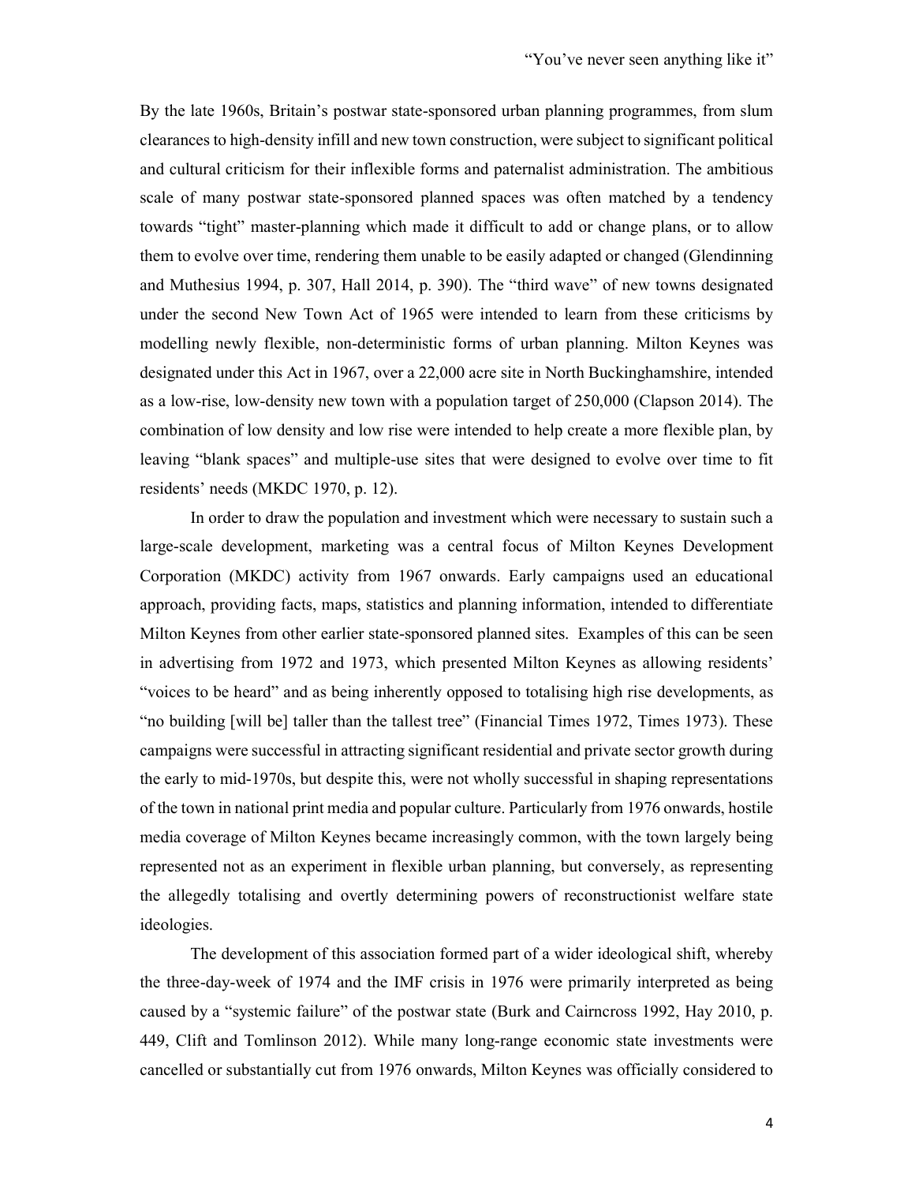By the late 1960s, Britain's postwar state-sponsored urban planning programmes, from slum clearances to high-density infill and new town construction, were subject to significant political and cultural criticism for their inflexible forms and paternalist administration. The ambitious scale of many postwar state-sponsored planned spaces was often matched by a tendency towards "tight" master-planning which made it difficult to add or change plans, or to allow them to evolve over time, rendering them unable to be easily adapted or changed (Glendinning and Muthesius 1994, p. 307, Hall 2014, p. 390). The "third wave" of new towns designated under the second New Town Act of 1965 were intended to learn from these criticisms by modelling newly flexible, non-deterministic forms of urban planning. Milton Keynes was designated under this Act in 1967, over a 22,000 acre site in North Buckinghamshire, intended as a low-rise, low-density new town with a population target of 250,000 (Clapson 2014). The combination of low density and low rise were intended to help create a more flexible plan, by leaving "blank spaces" and multiple-use sites that were designed to evolve over time to fit residents' needs (MKDC 1970, p. 12).

In order to draw the population and investment which were necessary to sustain such a large-scale development, marketing was a central focus of Milton Keynes Development Corporation (MKDC) activity from 1967 onwards. Early campaigns used an educational approach, providing facts, maps, statistics and planning information, intended to differentiate Milton Keynes from other earlier state-sponsored planned sites. Examples of this can be seen in advertising from 1972 and 1973, which presented Milton Keynes as allowing residents' "voices to be heard" and as being inherently opposed to totalising high rise developments, as "no building [will be] taller than the tallest tree" (Financial Times 1972, Times 1973). These campaigns were successful in attracting significant residential and private sector growth during the early to mid-1970s, but despite this, were not wholly successful in shaping representations of the town in national print media and popular culture. Particularly from 1976 onwards, hostile media coverage of Milton Keynes became increasingly common, with the town largely being represented not as an experiment in flexible urban planning, but conversely, as representing the allegedly totalising and overtly determining powers of reconstructionist welfare state ideologies.

The development of this association formed part of a wider ideological shift, whereby the three-day-week of 1974 and the IMF crisis in 1976 were primarily interpreted as being caused by a "systemic failure" of the postwar state (Burk and Cairncross 1992, Hay 2010, p. 449, Clift and Tomlinson 2012). While many long-range economic state investments were cancelled or substantially cut from 1976 onwards, Milton Keynes was officially considered to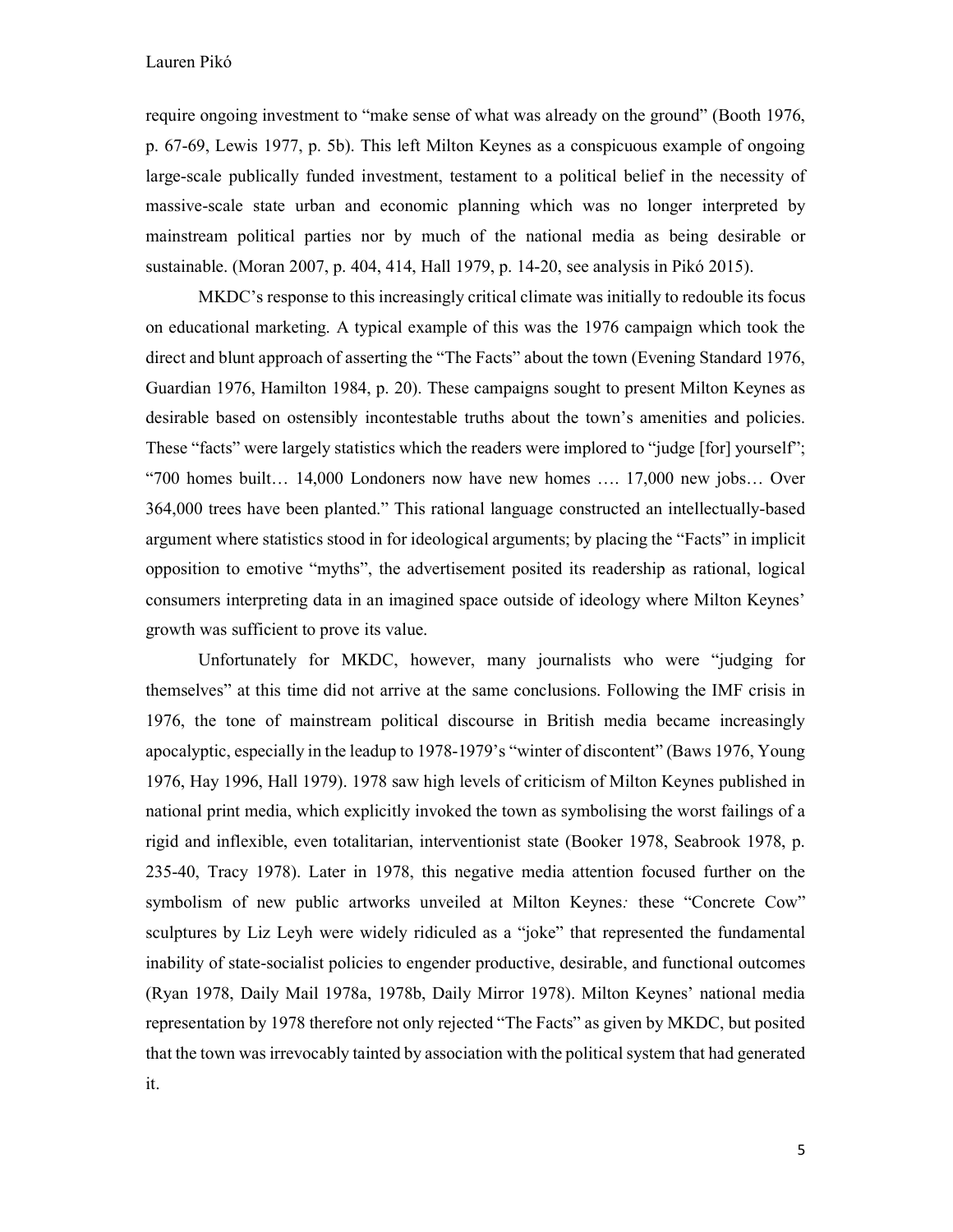require ongoing investment to "make sense of what was already on the ground" (Booth 1976, p. 67-69, Lewis 1977, p. 5b). This left Milton Keynes as a conspicuous example of ongoing large-scale publically funded investment, testament to a political belief in the necessity of massive-scale state urban and economic planning which was no longer interpreted by mainstream political parties nor by much of the national media as being desirable or sustainable. (Moran 2007, p. 404, 414, Hall 1979, p. 14-20, see analysis in Pikó 2015).

MKDC's response to this increasingly critical climate was initially to redouble its focus on educational marketing. A typical example of this was the 1976 campaign which took the direct and blunt approach of asserting the "The Facts" about the town (Evening Standard 1976, Guardian 1976, Hamilton 1984, p. 20). These campaigns sought to present Milton Keynes as desirable based on ostensibly incontestable truths about the town's amenities and policies. These "facts" were largely statistics which the readers were implored to "judge [for] yourself"; "700 homes built… 14,000 Londoners now have new homes …. 17,000 new jobs… Over 364,000 trees have been planted." This rational language constructed an intellectually-based argument where statistics stood in for ideological arguments; by placing the "Facts" in implicit opposition to emotive "myths", the advertisement posited its readership as rational, logical consumers interpreting data in an imagined space outside of ideology where Milton Keynes' growth was sufficient to prove its value.

Unfortunately for MKDC, however, many journalists who were "judging for themselves" at this time did not arrive at the same conclusions. Following the IMF crisis in 1976, the tone of mainstream political discourse in British media became increasingly apocalyptic, especially in the leadup to 1978-1979's "winter of discontent" (Baws 1976, Young 1976, Hay 1996, Hall 1979). 1978 saw high levels of criticism of Milton Keynes published in national print media, which explicitly invoked the town as symbolising the worst failings of a rigid and inflexible, even totalitarian, interventionist state (Booker 1978, Seabrook 1978, p. 235-40, Tracy 1978). Later in 1978, this negative media attention focused further on the symbolism of new public artworks unveiled at Milton Keynes*:* these "Concrete Cow" sculptures by Liz Leyh were widely ridiculed as a "joke" that represented the fundamental inability of state-socialist policies to engender productive, desirable, and functional outcomes (Ryan 1978, Daily Mail 1978a, 1978b, Daily Mirror 1978). Milton Keynes' national media representation by 1978 therefore not only rejected "The Facts" as given by MKDC, but posited that the town was irrevocably tainted by association with the political system that had generated it.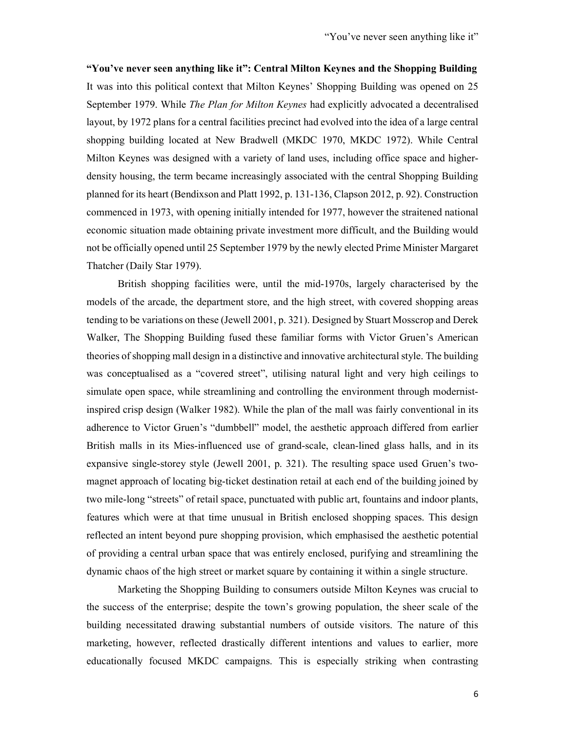**"You've never seen anything like it": Central Milton Keynes and the Shopping Building**

It was into this political context that Milton Keynes' Shopping Building was opened on 25 September 1979. While *The Plan for Milton Keynes* had explicitly advocated a decentralised layout, by 1972 plans for a central facilities precinct had evolved into the idea of a large central shopping building located at New Bradwell (MKDC 1970, MKDC 1972). While Central Milton Keynes was designed with a variety of land uses, including office space and higher-density housing, the term became increasingly associated with the central Shopping Building planned for its heart (Bendixson and Platt 1992, p. 131-136, Clapson 2012, p. 92). Construction commenced in 1973, with opening initially intended for 1977, however the straitened national economic situation made obtaining private investment more difficult, and the Building would not be officially opened until 25 September 1979 by the newly elected Prime Minister Margaret Thatcher (Daily Star 1979).

British shopping facilities were, until the mid-1970s, largely characterised by the models of the arcade, the department store, and the high street, with covered shopping areas tending to be variations on these (Jewell 2001, p. 321). Designed by Stuart Mosscrop and Derek Walker, The Shopping Building fused these familiar forms with Victor Gruen's American theories of shopping mall design in a distinctive and innovative architectural style. The building was conceptualised as a "covered street", utilising natural light and very high ceilings to simulate open space, while streamlining and controlling the environment through modernist-inspired crisp design (Walker 1982). While the plan of the mall was fairly conventional in its adherence to Victor Gruen's "dumbbell" model, the aesthetic approach differed from earlier British malls in its Mies-influenced use of grand-scale, clean-lined glass halls, and in its expansive single-storey style (Jewell 2001, p. 321). The resulting space used Gruen's two-magnet approach of locating big-ticket destination retail at each end of the building joined by two mile-long "streets" of retail space, punctuated with public art, fountains and indoor plants, features which were at that time unusual in British enclosed shopping spaces. This design reflected an intent beyond pure shopping provision, which emphasised the aesthetic potential of providing a central urban space that was entirely enclosed, purifying and streamlining the dynamic chaos of the high street or market square by containing it within a single structure.

Marketing the Shopping Building to consumers outside Milton Keynes was crucial to the success of the enterprise; despite the town's growing population, the sheer scale of the building necessitated drawing substantial numbers of outside visitors. The nature of this marketing, however, reflected drastically different intentions and values to earlier, more educationally focused MKDC campaigns. This is especially striking when contrasting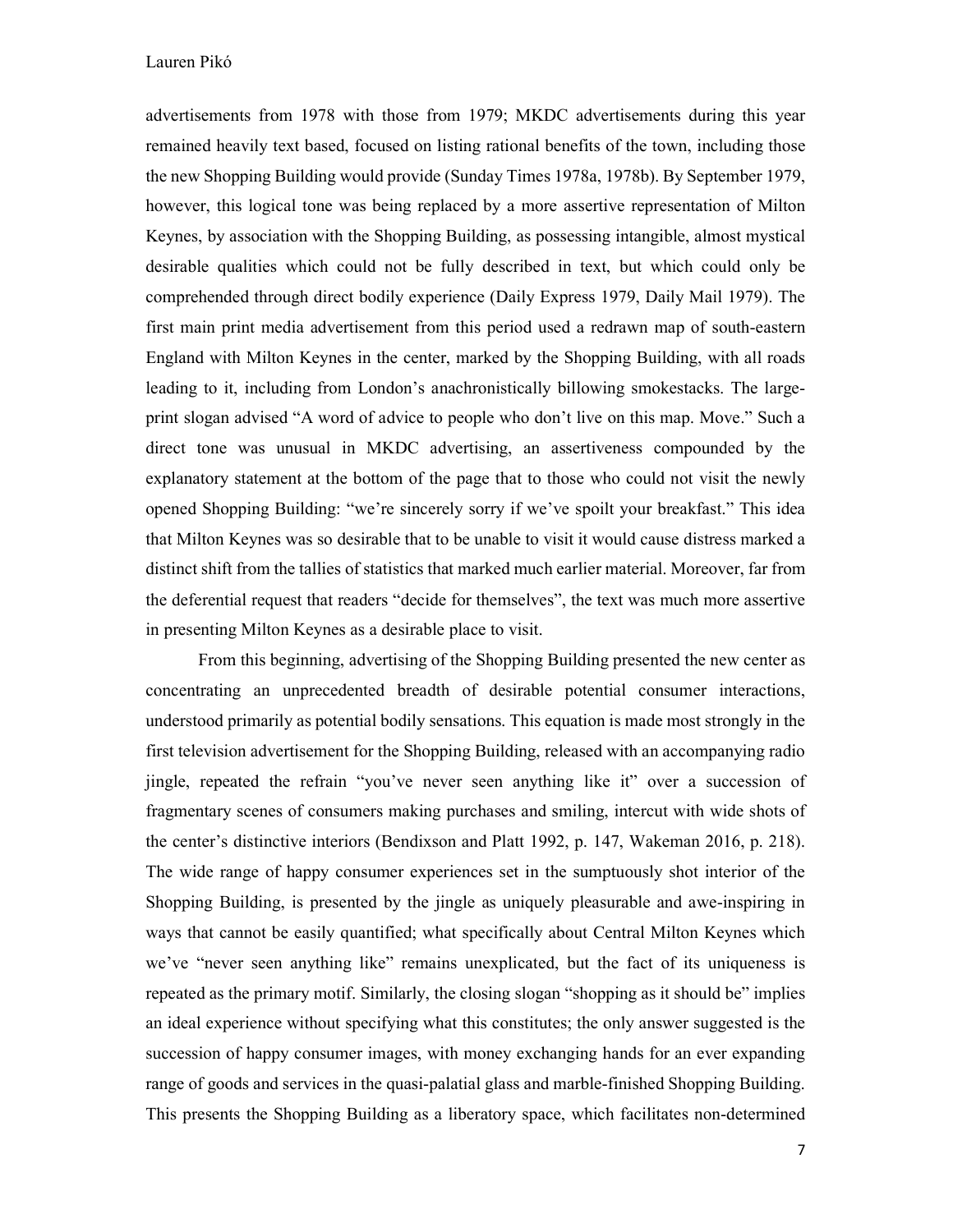advertisements from 1978 with those from 1979; MKDC advertisements during this year remained heavily text based, focused on listing rational benefits of the town, including those the new Shopping Building would provide (Sunday Times 1978a, 1978b). By September 1979, however, this logical tone was being replaced by a more assertive representation of Milton Keynes, by association with the Shopping Building, as possessing intangible, almost mystical desirable qualities which could not be fully described in text, but which could only be comprehended through direct bodily experience (Daily Express 1979, Daily Mail 1979). The first main print media advertisement from this period used a redrawn map of south-eastern England with Milton Keynes in the center, marked by the Shopping Building, with all roads leading to it, including from London's anachronistically billowing smokestacks. The large-print slogan advised "A word of advice to people who don't live on this map. Move." Such a direct tone was unusual in MKDC advertising, an assertiveness compounded by the explanatory statement at the bottom of the page that to those who could not visit the newly opened Shopping Building: "we're sincerely sorry if we've spoilt your breakfast." This idea that Milton Keynes was so desirable that to be unable to visit it would cause distress marked a distinct shift from the tallies of statistics that marked much earlier material. Moreover, far from the deferential request that readers "decide for themselves", the text was much more assertive in presenting Milton Keynes as a desirable place to visit.

From this beginning, advertising of the Shopping Building presented the new center as concentrating an unprecedented breadth of desirable potential consumer interactions, understood primarily as potential bodily sensations. This equation is made most strongly in the first television advertisement for the Shopping Building, released with an accompanying radio jingle, repeated the refrain "you've never seen anything like it" over a succession of fragmentary scenes of consumers making purchases and smiling, intercut with wide shots of the center's distinctive interiors (Bendixson and Platt 1992, p. 147, Wakeman 2016, p. 218). The wide range of happy consumer experiences set in the sumptuously shot interior of the Shopping Building, is presented by the jingle as uniquely pleasurable and awe-inspiring in ways that cannot be easily quantified; what specifically about Central Milton Keynes which we've "never seen anything like" remains unexplicated, but the fact of its uniqueness is repeated as the primary motif. Similarly, the closing slogan "shopping as it should be" implies an ideal experience without specifying what this constitutes; the only answer suggested is the succession of happy consumer images, with money exchanging hands for an ever expanding range of goods and services in the quasi-palatial glass and marble-finished Shopping Building. This presents the Shopping Building as a liberatory space, which facilitates non-determined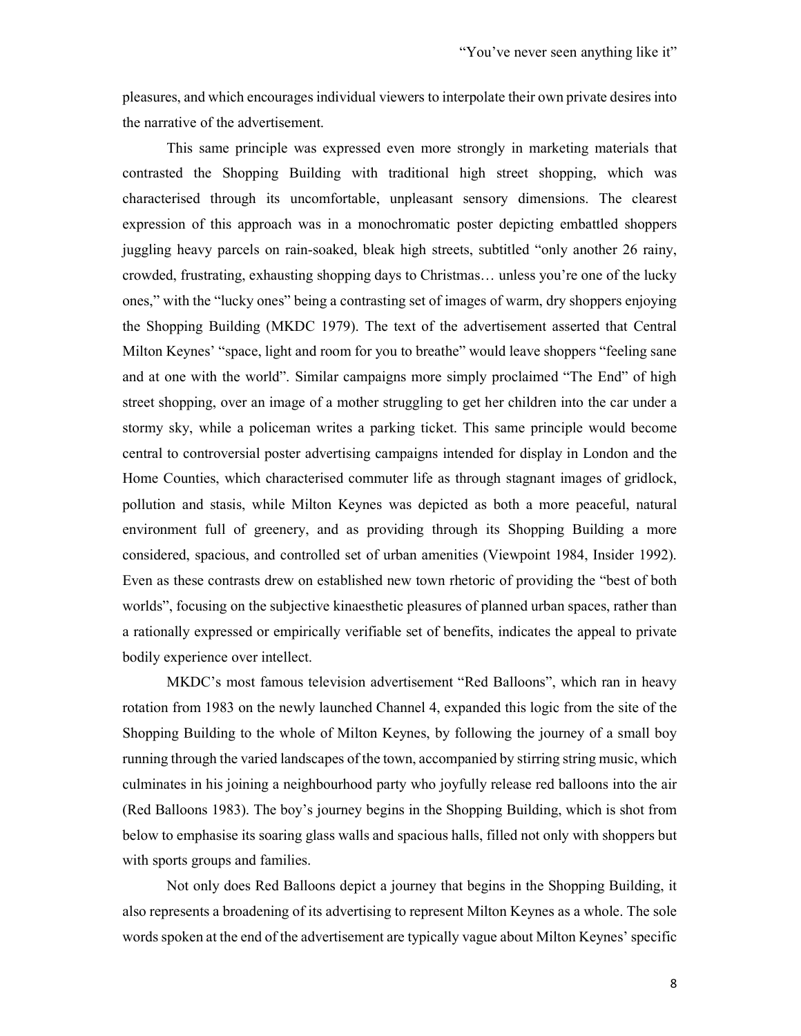pleasures, and which encourages individual viewers to interpolate their own private desires into the narrative of the advertisement.

This same principle was expressed even more strongly in marketing materials that contrasted the Shopping Building with traditional high street shopping, which was characterised through its uncomfortable, unpleasant sensory dimensions. The clearest expression of this approach was in a monochromatic poster depicting embattled shoppers juggling heavy parcels on rain-soaked, bleak high streets, subtitled "only another 26 rainy, crowded, frustrating, exhausting shopping days to Christmas… unless you're one of the lucky ones," with the "lucky ones" being a contrasting set of images of warm, dry shoppers enjoying the Shopping Building (MKDC 1979). The text of the advertisement asserted that Central Milton Keynes' "space, light and room for you to breathe" would leave shoppers "feeling sane and at one with the world". Similar campaigns more simply proclaimed "The End" of high street shopping, over an image of a mother struggling to get her children into the car under a stormy sky, while a policeman writes a parking ticket. This same principle would become central to controversial poster advertising campaigns intended for display in London and the Home Counties, which characterised commuter life as through stagnant images of gridlock, pollution and stasis, while Milton Keynes was depicted as both a more peaceful, natural environment full of greenery, and as providing through its Shopping Building a more considered, spacious, and controlled set of urban amenities (Viewpoint 1984, Insider 1992). Even as these contrasts drew on established new town rhetoric of providing the "best of both worlds", focusing on the subjective kinaesthetic pleasures of planned urban spaces, rather than a rationally expressed or empirically verifiable set of benefits, indicates the appeal to private bodily experience over intellect.

MKDC's most famous television advertisement "Red Balloons", which ran in heavy rotation from 1983 on the newly launched Channel 4, expanded this logic from the site of the Shopping Building to the whole of Milton Keynes, by following the journey of a small boy running through the varied landscapes of the town, accompanied by stirring string music, which culminates in his joining a neighbourhood party who joyfully release red balloons into the air (Red Balloons 1983). The boy's journey begins in the Shopping Building, which is shot from below to emphasise its soaring glass walls and spacious halls, filled not only with shoppers but with sports groups and families.

Not only does Red Balloons depict a journey that begins in the Shopping Building, it also represents a broadening of its advertising to represent Milton Keynes as a whole. The sole words spoken at the end of the advertisement are typically vague about Milton Keynes' specific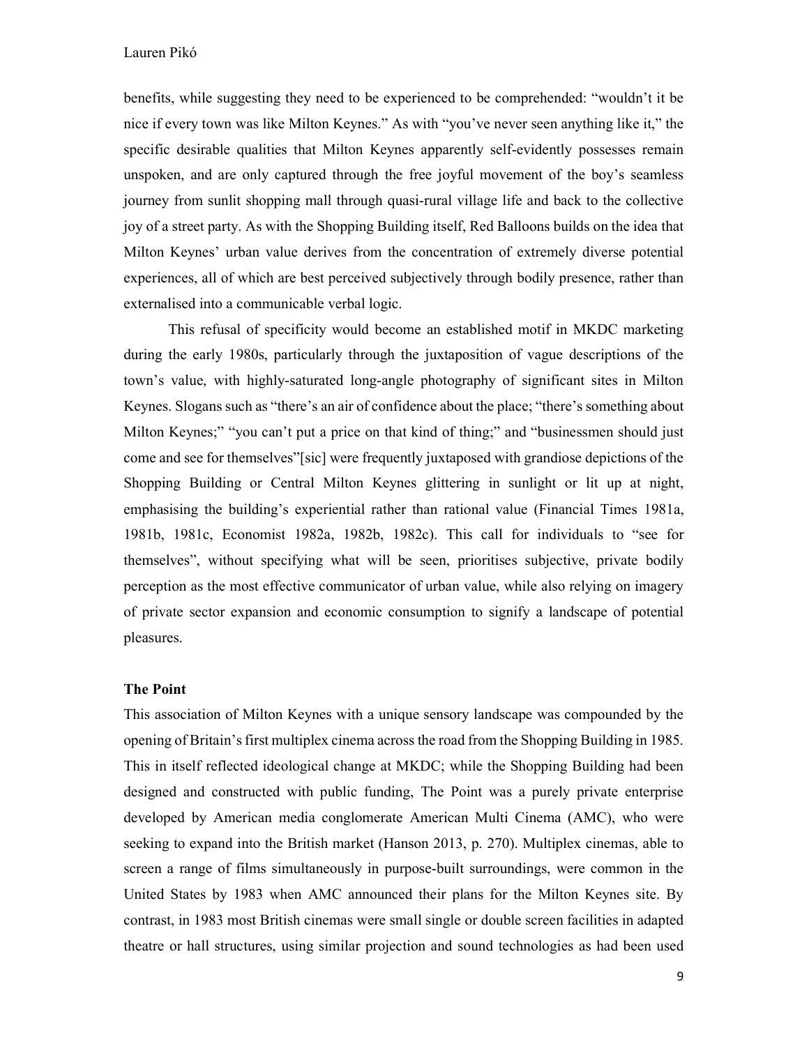benefits, while suggesting they need to be experienced to be comprehended: "wouldn't it be nice if every town was like Milton Keynes." As with "you've never seen anything like it," the specific desirable qualities that Milton Keynes apparently self-evidently possesses remain unspoken, and are only captured through the free joyful movement of the boy's seamless journey from sunlit shopping mall through quasi-rural village life and back to the collective joy of a street party. As with the Shopping Building itself, Red Balloons builds on the idea that Milton Keynes' urban value derives from the concentration of extremely diverse potential experiences, all of which are best perceived subjectively through bodily presence, rather than externalised into a communicable verbal logic.

This refusal of specificity would become an established motif in MKDC marketing during the early 1980s, particularly through the juxtaposition of vague descriptions of the town's value, with highly-saturated long-angle photography of significant sites in Milton Keynes. Slogans such as "there's an air of confidence about the place; "there's something about Milton Keynes;" "you can't put a price on that kind of thing;" and "businessmen should just come and see for themselves"[sic] were frequently juxtaposed with grandiose depictions of the Shopping Building or Central Milton Keynes glittering in sunlight or lit up at night, emphasising the building's experiential rather than rational value (Financial Times 1981a, 1981b, 1981c, Economist 1982a, 1982b, 1982c). This call for individuals to "see for themselves", without specifying what will be seen, prioritises subjective, private bodily perception as the most effective communicator of urban value, while also relying on imagery of private sector expansion and economic consumption to signify a landscape of potential pleasures.

### The Point

This association of Milton Keynes with a unique sensory landscape was compounded by the opening of Britain's first multiplex cinema across the road from the Shopping Building in 1985. This in itself reflected ideological change at MKDC; while the Shopping Building had been designed and constructed with public funding, The Point was a purely private enterprise developed by American media conglomerate American Multi Cinema (AMC), who were seeking to expand into the British market (Hanson 2013, p. 270). Multiplex cinemas, able to screen a range of films simultaneously in purpose-built surroundings, were common in the United States by 1983 when AMC announced their plans for the Milton Keynes site. By contrast, in 1983 most British cinemas were small single or double screen facilities in adapted theatre or hall structures, using similar projection and sound technologies as had been used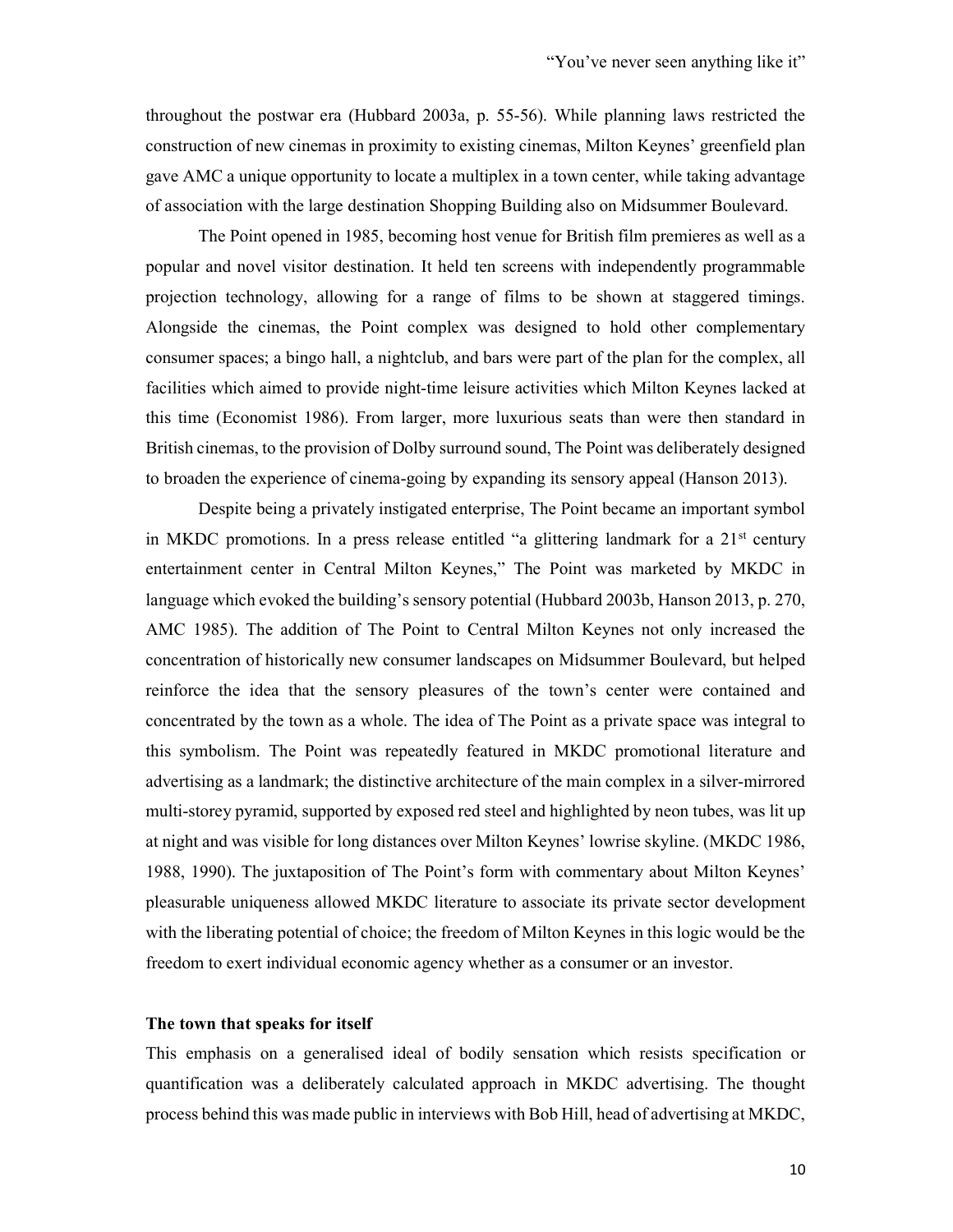throughout the postwar era (Hubbard 2003a, p. 55-56). While planning laws restricted the construction of new cinemas in proximity to existing cinemas, Milton Keynes' greenfield plan gave AMC a unique opportunity to locate a multiplex in a town center, while taking advantage of association with the large destination Shopping Building also on Midsummer Boulevard.

The Point opened in 1985, becoming host venue for British film premieres as well as a popular and novel visitor destination. It held ten screens with independently programmable projection technology, allowing for a range of films to be shown at staggered timings. Alongside the cinemas, the Point complex was designed to hold other complementary consumer spaces; a bingo hall, a nightclub, and bars were part of the plan for the complex, all facilities which aimed to provide night-time leisure activities which Milton Keynes lacked at this time (Economist 1986). From larger, more luxurious seats than were then standard in British cinemas, to the provision of Dolby surround sound, The Point was deliberately designed to broaden the experience of cinema-going by expanding its sensory appeal (Hanson 2013).

Despite being a privately instigated enterprise, The Point became an important symbol in MKDC promotions. In a press release entitled "a glittering landmark for a 21st century entertainment center in Central Milton Keynes," The Point was marketed by MKDC in language which evoked the building's sensory potential (Hubbard 2003b, Hanson 2013, p. 270, AMC 1985). The addition of The Point to Central Milton Keynes not only increased the concentration of historically new consumer landscapes on Midsummer Boulevard, but helped reinforce the idea that the sensory pleasures of the town's center were contained and concentrated by the town as a whole. The idea of The Point as a private space was integral to this symbolism. The Point was repeatedly featured in MKDC promotional literature and advertising as a landmark; the distinctive architecture of the main complex in a silver-mirrored multi-storey pyramid, supported by exposed red steel and highlighted by neon tubes, was lit up at night and was visible for long distances over Milton Keynes' lowrise skyline. (MKDC 1986, 1988, 1990). The juxtaposition of The Point's form with commentary about Milton Keynes' pleasurable uniqueness allowed MKDC literature to associate its private sector development with the liberating potential of choice; the freedom of Milton Keynes in this logic would be the freedom to exert individual economic agency whether as a consumer or an investor.

## The town that speaks for itself

This emphasis on a generalised ideal of bodily sensation which resists specification or quantification was a deliberately calculated approach in MKDC advertising. The thought process behind this was made public in interviews with Bob Hill, head of advertising at MKDC,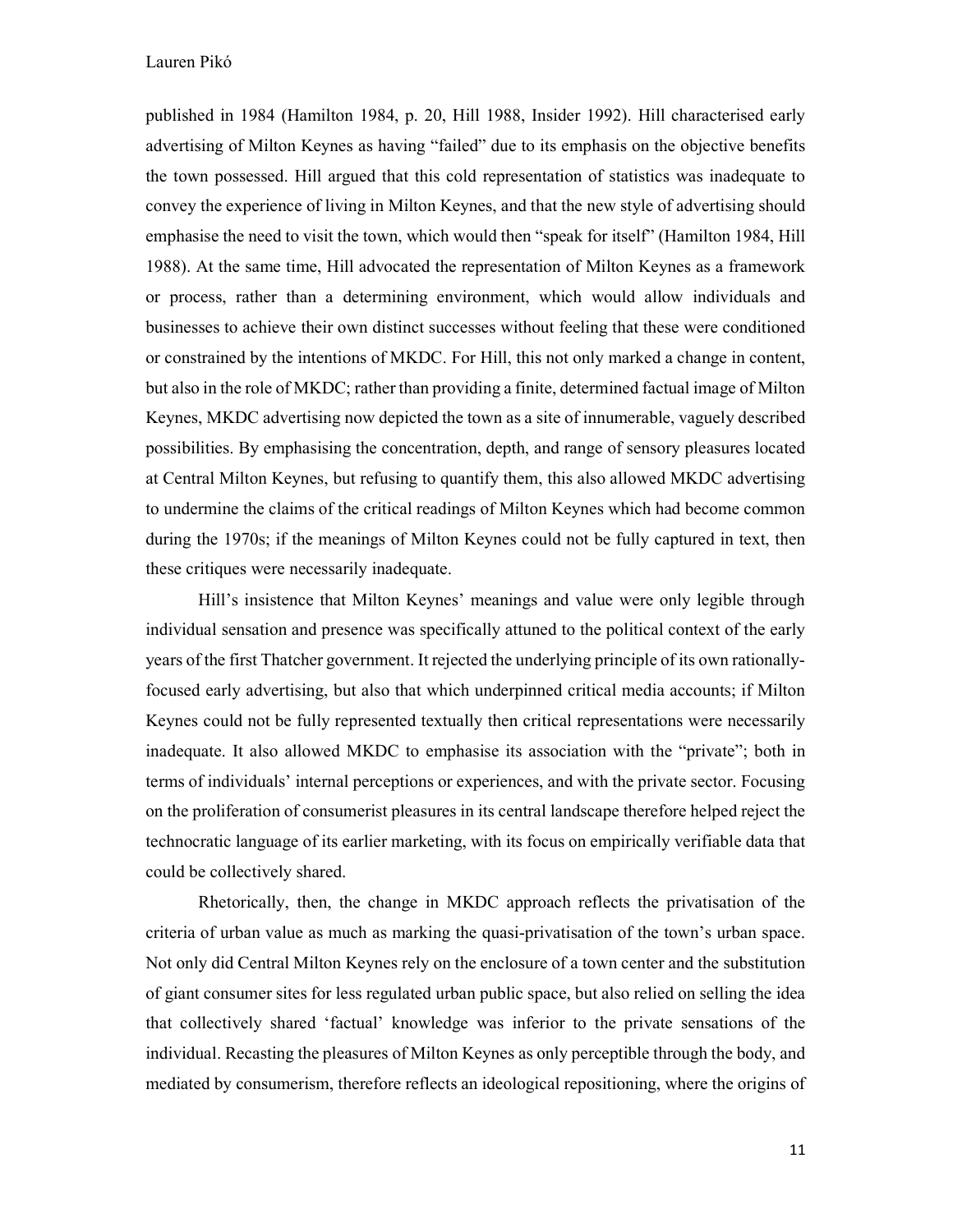published in 1984 (Hamilton 1984, p. 20, Hill 1988, Insider 1992). Hill characterised early advertising of Milton Keynes as having "failed" due to its emphasis on the objective benefits the town possessed. Hill argued that this cold representation of statistics was inadequate to convey the experience of living in Milton Keynes, and that the new style of advertising should emphasise the need to visit the town, which would then "speak for itself" (Hamilton 1984, Hill 1988). At the same time, Hill advocated the representation of Milton Keynes as a framework or process, rather than a determining environment, which would allow individuals and businesses to achieve their own distinct successes without feeling that these were conditioned or constrained by the intentions of MKDC. For Hill, this not only marked a change in content, but also in the role of MKDC; rather than providing a finite, determined factual image of Milton Keynes, MKDC advertising now depicted the town as a site of innumerable, vaguely described possibilities. By emphasising the concentration, depth, and range of sensory pleasures located at Central Milton Keynes, but refusing to quantify them, this also allowed MKDC advertising to undermine the claims of the critical readings of Milton Keynes which had become common during the 1970s; if the meanings of Milton Keynes could not be fully captured in text, then these critiques were necessarily inadequate.

Hill's insistence that Milton Keynes' meanings and value were only legible through individual sensation and presence was specifically attuned to the political context of the early years of the first Thatcher government. It rejected the underlying principle of its own rationally-focused early advertising, but also that which underpinned critical media accounts; if Milton Keynes could not be fully represented textually then critical representations were necessarily inadequate. It also allowed MKDC to emphasise its association with the "private"; both in terms of individuals' internal perceptions or experiences, and with the private sector. Focusing on the proliferation of consumerist pleasures in its central landscape therefore helped reject the technocratic language of its earlier marketing, with its focus on empirically verifiable data that could be collectively shared.

Rhetorically, then, the change in MKDC approach reflects the privatisation of the criteria of urban value as much as marking the quasi-privatisation of the town's urban space. Not only did Central Milton Keynes rely on the enclosure of a town center and the substitution of giant consumer sites for less regulated urban public space, but also relied on selling the idea that collectively shared 'factual' knowledge was inferior to the private sensations of the individual. Recasting the pleasures of Milton Keynes as only perceptible through the body, and mediated by consumerism, therefore reflects an ideological repositioning, where the origins of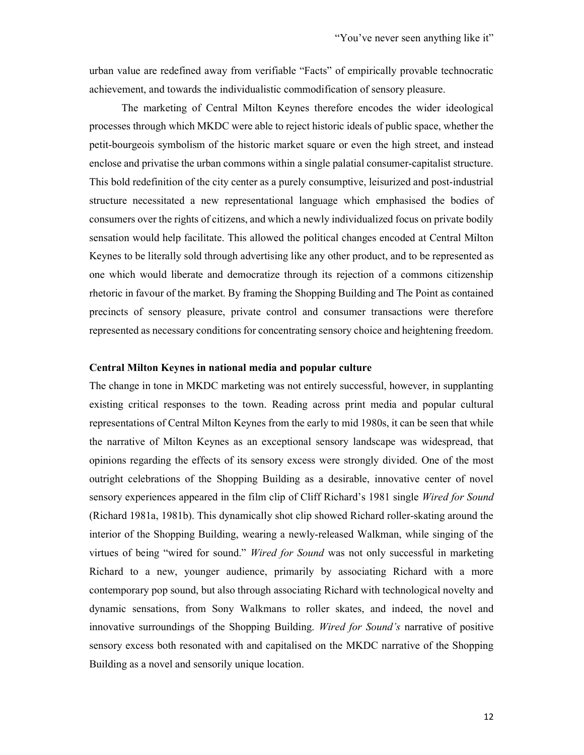urban value are redefined away from verifiable "Facts" of empirically provable technocratic achievement, and towards the individualistic commodification of sensory pleasure.

The marketing of Central Milton Keynes therefore encodes the wider ideological processes through which MKDC were able to reject historic ideals of public space, whether the petit-bourgeois symbolism of the historic market square or even the high street, and instead enclose and privatise the urban commons within a single palatial consumer-capitalist structure. This bold redefinition of the city center as a purely consumptive, leisurized and post-industrial structure necessitated a new representational language which emphasised the bodies of consumers over the rights of citizens, and which a newly individualized focus on private bodily sensation would help facilitate. This allowed the political changes encoded at Central Milton Keynes to be literally sold through advertising like any other product, and to be represented as one which would liberate and democratize through its rejection of a commons citizenship rhetoric in favour of the market. By framing the Shopping Building and The Point as contained precincts of sensory pleasure, private control and consumer transactions were therefore represented as necessary conditions for concentrating sensory choice and heightening freedom.

**Central Milton Keynes in national media and popular culture**

The change in tone in MKDC marketing was not entirely successful, however, in supplanting existing critical responses to the town. Reading across print media and popular cultural representations of Central Milton Keynes from the early to mid 1980s, it can be seen that while the narrative of Milton Keynes as an exceptional sensory landscape was widespread, that opinions regarding the effects of its sensory excess were strongly divided. One of the most outright celebrations of the Shopping Building as a desirable, innovative center of novel sensory experiences appeared in the film clip of Cliff Richard's 1981 single *Wired for Sound* (Richard 1981a, 1981b). This dynamically shot clip showed Richard roller-skating around the interior of the Shopping Building, wearing a newly-released Walkman, while singing of the virtues of being "wired for sound." *Wired for Sound* was not only successful in marketing Richard to a new, younger audience, primarily by associating Richard with a more contemporary pop sound, but also through associating Richard with technological novelty and dynamic sensations, from Sony Walkmans to roller skates, and indeed, the novel and innovative surroundings of the Shopping Building. *Wired for Sound's* narrative of positive sensory excess both resonated with and capitalised on the MKDC narrative of the Shopping Building as a novel and sensorily unique location.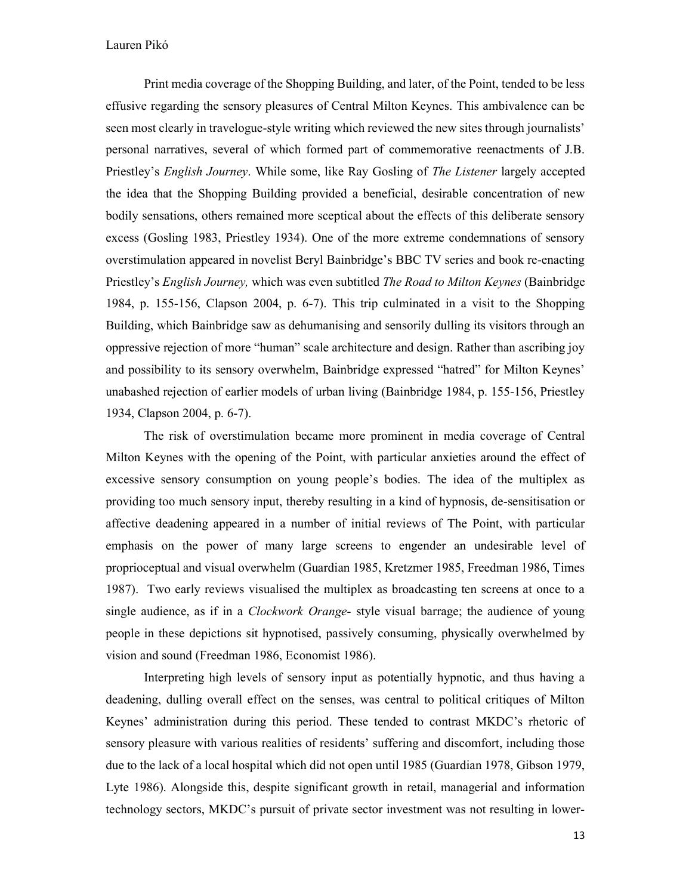Print media coverage of the Shopping Building, and later, of the Point, tended to be less effusive regarding the sensory pleasures of Central Milton Keynes. This ambivalence can be seen most clearly in travelogue-style writing which reviewed the new sites through journalists' personal narratives, several of which formed part of commemorative reenactments of J.B. Priestley's *English Journey*. While some, like Ray Gosling of *The Listener* largely accepted the idea that the Shopping Building provided a beneficial, desirable concentration of new bodily sensations, others remained more sceptical about the effects of this deliberate sensory excess (Gosling 1983, Priestley 1934). One of the more extreme condemnations of sensory overstimulation appeared in novelist Beryl Bainbridge's BBC TV series and book re-enacting Priestley's *English Journey,* which was even subtitled *The Road to Milton Keynes* (Bainbridge 1984, p. 155-156, Clapson 2004, p. 6-7). This trip culminated in a visit to the Shopping Building, which Bainbridge saw as dehumanising and sensorily dulling its visitors through an oppressive rejection of more "human" scale architecture and design. Rather than ascribing joy and possibility to its sensory overwhelm, Bainbridge expressed "hatred" for Milton Keynes' unabashed rejection of earlier models of urban living (Bainbridge 1984, p. 155-156, Priestley 1934, Clapson 2004, p. 6-7).

The risk of overstimulation became more prominent in media coverage of Central Milton Keynes with the opening of the Point, with particular anxieties around the effect of excessive sensory consumption on young people's bodies. The idea of the multiplex as providing too much sensory input, thereby resulting in a kind of hypnosis, de-sensitisation or affective deadening appeared in a number of initial reviews of The Point, with particular emphasis on the power of many large screens to engender an undesirable level of proprioceptual and visual overwhelm (Guardian 1985, Kretzmer 1985, Freedman 1986, Times 1987). Two early reviews visualised the multiplex as broadcasting ten screens at once to a single audience, as if in a *Clockwork Orange*- style visual barrage; the audience of young people in these depictions sit hypnotised, passively consuming, physically overwhelmed by vision and sound (Freedman 1986, Economist 1986).

Interpreting high levels of sensory input as potentially hypnotic, and thus having a deadening, dulling overall effect on the senses, was central to political critiques of Milton Keynes' administration during this period. These tended to contrast MKDC's rhetoric of sensory pleasure with various realities of residents' suffering and discomfort, including those due to the lack of a local hospital which did not open until 1985 (Guardian 1978, Gibson 1979, Lyte 1986). Alongside this, despite significant growth in retail, managerial and information technology sectors, MKDC's pursuit of private sector investment was not resulting in lower-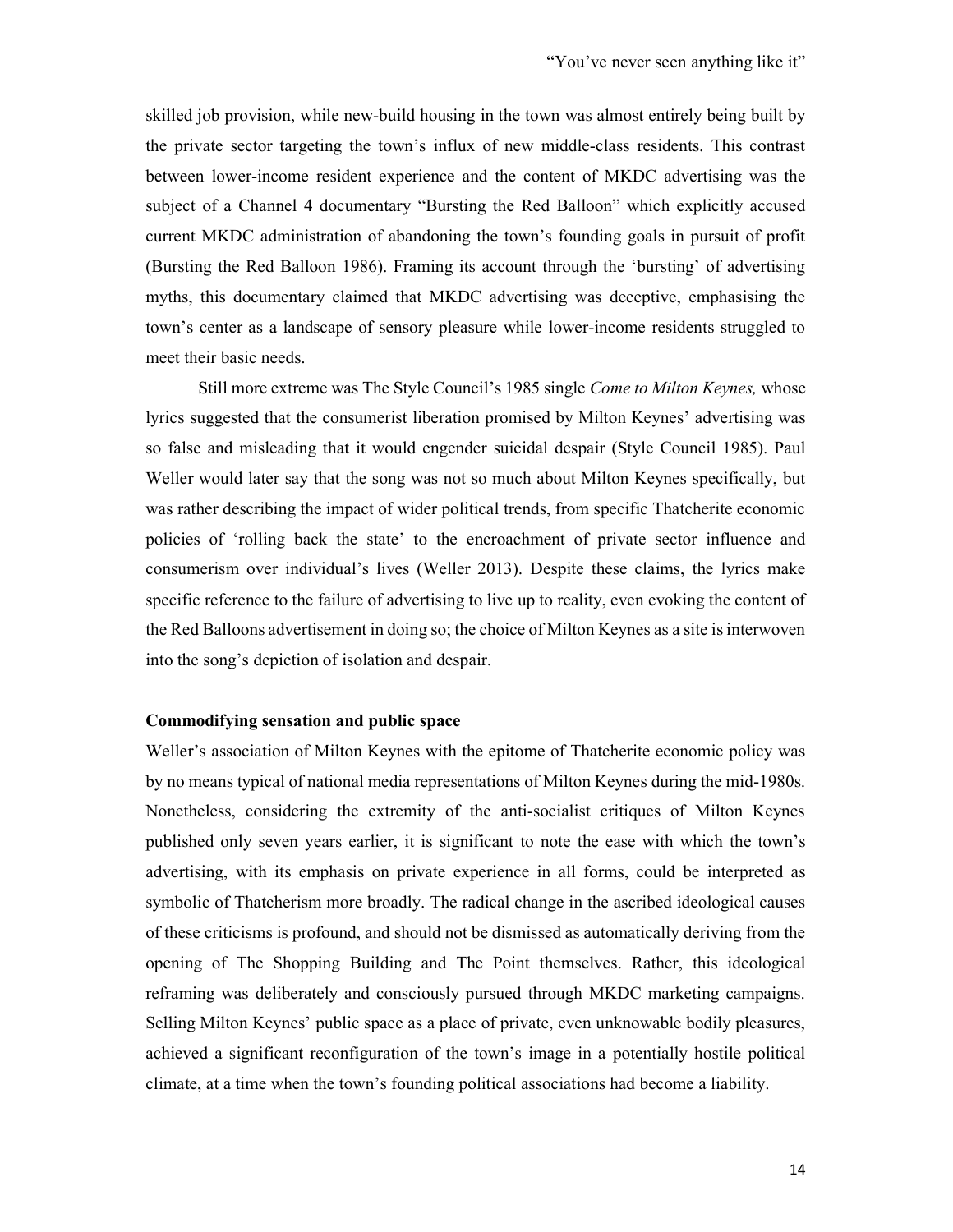skilled job provision, while new-build housing in the town was almost entirely being built by the private sector targeting the town's influx of new middle-class residents. This contrast between lower-income resident experience and the content of MKDC advertising was the subject of a Channel 4 documentary "Bursting the Red Balloon" which explicitly accused current MKDC administration of abandoning the town's founding goals in pursuit of profit (Bursting the Red Balloon 1986). Framing its account through the 'bursting' of advertising myths, this documentary claimed that MKDC advertising was deceptive, emphasising the town's center as a landscape of sensory pleasure while lower-income residents struggled to meet their basic needs.

Still more extreme was The Style Council's 1985 single *Come to Milton Keynes,* whose lyrics suggested that the consumerist liberation promised by Milton Keynes' advertising was so false and misleading that it would engender suicidal despair (Style Council 1985). Paul Weller would later say that the song was not so much about Milton Keynes specifically, but was rather describing the impact of wider political trends, from specific Thatcherite economic policies of 'rolling back the state' to the encroachment of private sector influence and consumerism over individual's lives (Weller 2013). Despite these claims, the lyrics make specific reference to the failure of advertising to live up to reality, even evoking the content of the Red Balloons advertisement in doing so; the choice of Milton Keynes as a site is interwoven into the song's depiction of isolation and despair.

### Commodifying sensation and public space

Weller's association of Milton Keynes with the epitome of Thatcherite economic policy was by no means typical of national media representations of Milton Keynes during the mid-1980s. Nonetheless, considering the extremity of the anti-socialist critiques of Milton Keynes published only seven years earlier, it is significant to note the ease with which the town's advertising, with its emphasis on private experience in all forms, could be interpreted as symbolic of Thatcherism more broadly. The radical change in the ascribed ideological causes of these criticisms is profound, and should not be dismissed as automatically deriving from the opening of The Shopping Building and The Point themselves. Rather, this ideological reframing was deliberately and consciously pursued through MKDC marketing campaigns. Selling Milton Keynes' public space as a place of private, even unknowable bodily pleasures, achieved a significant reconfiguration of the town's image in a potentially hostile political climate, at a time when the town's founding political associations had become a liability.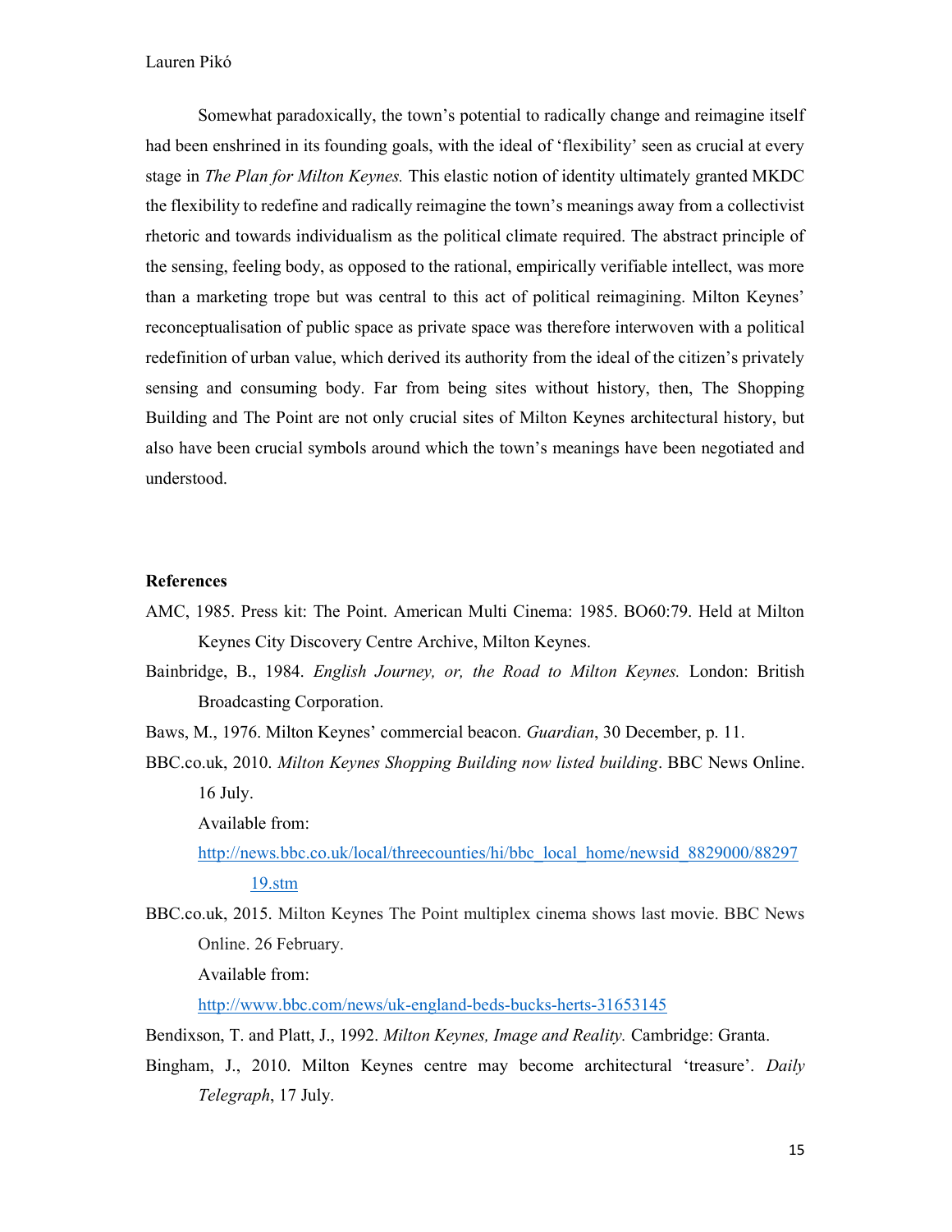Somewhat paradoxically, the town's potential to radically change and reimagine itself had been enshrined in its founding goals, with the ideal of 'flexibility' seen as crucial at every stage in *The Plan for Milton Keynes.* This elastic notion of identity ultimately granted MKDC the flexibility to redefine and radically reimagine the town's meanings away from a collectivist rhetoric and towards individualism as the political climate required. The abstract principle of the sensing, feeling body, as opposed to the rational, empirically verifiable intellect, was more than a marketing trope but was central to this act of political reimagining. Milton Keynes' reconceptualisation of public space as private space was therefore interwoven with a political redefinition of urban value, which derived its authority from the ideal of the citizen's privately sensing and consuming body. Far from being sites without history, then, The Shopping Building and The Point are not only crucial sites of Milton Keynes architectural history, but also have been crucial symbols around which the town's meanings have been negotiated and understood.

**References**

AMC, 1985. Press kit: The Point. American Multi Cinema: 1985. BO60:79. Held at Milton Keynes City Discovery Centre Archive, Milton Keynes.

Bainbridge, B., 1984. *English Journey, or, the Road to Milton Keynes.* London: British Broadcasting Corporation.

Baws, M., 1976. Milton Keynes' commercial beacon. *Guardian*, 30 December, p. 11.

BBC.co.uk, 2010. *Milton Keynes Shopping Building now listed building*. BBC News Online. 16 July.
Available from:
http://news.bbc.co.uk/local/threecounties/hi/bbc_local_home/newsid_8829000/8829719.stm

BBC.co.uk, 2015. Milton Keynes The Point multiplex cinema shows last movie. BBC News Online. 26 February.
Available from:
http://www.bbc.com/news/uk-england-beds-bucks-herts-31653145

Bendixson, T. and Platt, J., 1992. *Milton Keynes, Image and Reality.* Cambridge: Granta.

Bingham, J., 2010. Milton Keynes centre may become architectural 'treasure'. *Daily Telegraph*, 17 July.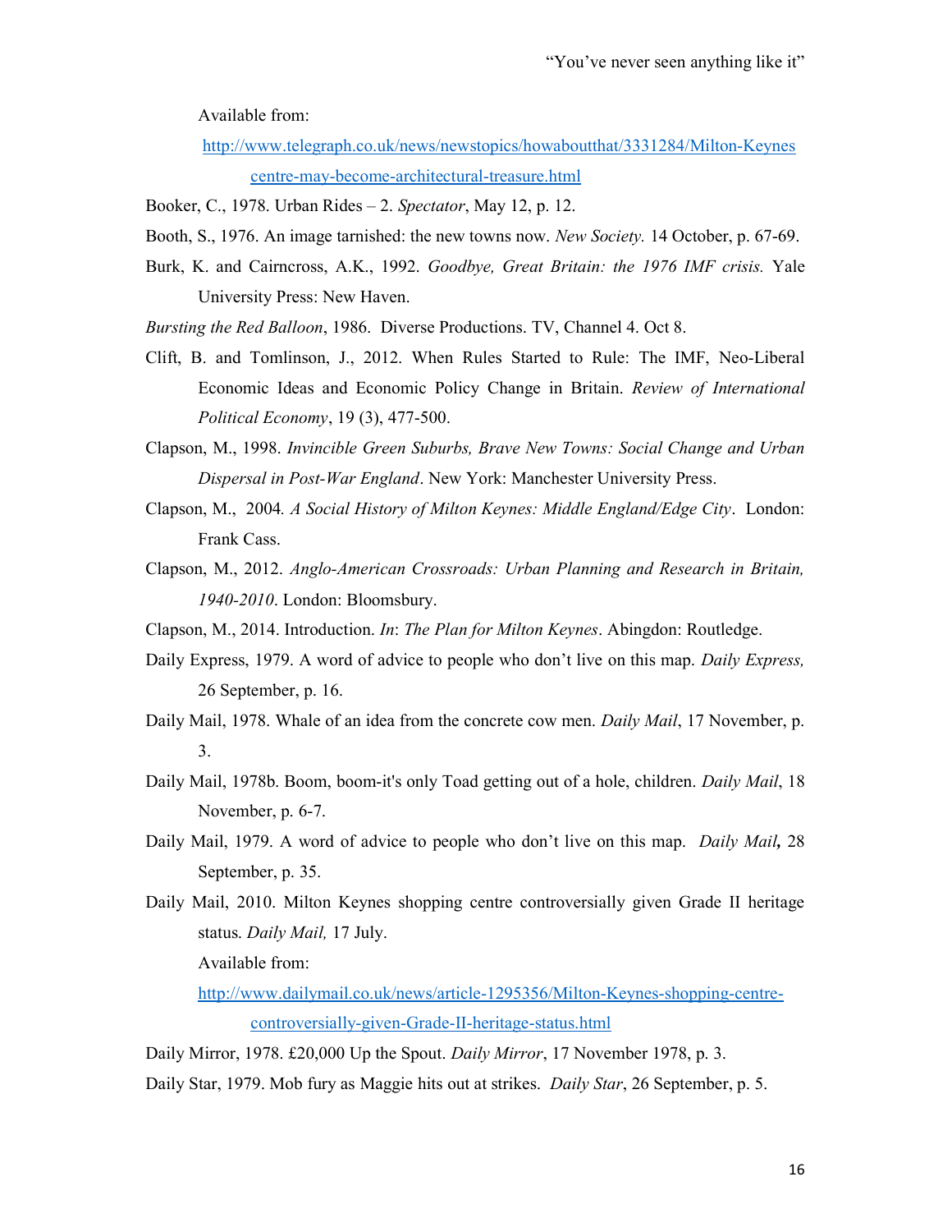Available from:

[http://www.telegraph.co.uk/news/newstopics/howaboutthat/3331284/Milton-Keynes centre-may-become-architectural-treasure.html](http://www.telegraph.co.uk/news/newstopics/howaboutthat/3331284/Milton-Keynes-centre-may-become-architectural-treasure.html)

Booker, C., 1978. Urban Rides – 2. *Spectator*, May 12, p. 12.

Booth, S., 1976. An image tarnished: the new towns now. *New Society.* 14 October, p. 67-69.

Burk, K. and Cairncross, A.K., 1992. *Goodbye, Great Britain: the 1976 IMF crisis.* Yale University Press: New Haven.

*Bursting the Red Balloon*, 1986. Diverse Productions. TV, Channel 4. Oct 8.

Clift, B. and Tomlinson, J., 2012. When Rules Started to Rule: The IMF, Neo-Liberal Economic Ideas and Economic Policy Change in Britain. *Review of International Political Economy*, 19 (3), 477-500.

Clapson, M., 1998. *Invincible Green Suburbs, Brave New Towns: Social Change and Urban Dispersal in Post-War England*. New York: Manchester University Press.

Clapson, M., 2004*. A Social History of Milton Keynes: Middle England/Edge City*. London: Frank Cass.

Clapson, M., 2012. *Anglo-American Crossroads: Urban Planning and Research in Britain, 1940-2010*. London: Bloomsbury.

Clapson, M., 2014. Introduction. *In*: *The Plan for Milton Keynes*. Abingdon: Routledge.

Daily Express, 1979. A word of advice to people who don't live on this map. *Daily Express,* 26 September, p. 16.

Daily Mail, 1978. Whale of an idea from the concrete cow men. *Daily Mail*, 17 November, p. 3.

Daily Mail, 1978b. Boom, boom-it's only Toad getting out of a hole, children. *Daily Mail*, 18 November, p. 6-7.

Daily Mail, 1979. A word of advice to people who don't live on this map. *Daily Mail***,** 28 September, p. 35.

Daily Mail, 2010. Milton Keynes shopping centre controversially given Grade II heritage status. *Daily Mail,* 17 July.

Available from:

[http://www.dailymail.co.uk/news/article-1295356/Milton-Keynes-shopping-centre-controversially-given-Grade-II-heritage-status.html](http://www.dailymail.co.uk/news/article-1295356/Milton-Keynes-shopping-centre-controversially-given-Grade-II-heritage-status.html)

Daily Mirror, 1978. £20,000 Up the Spout. *Daily Mirror*, 17 November 1978, p. 3.

Daily Star, 1979. Mob fury as Maggie hits out at strikes. *Daily Star*, 26 September, p. 5.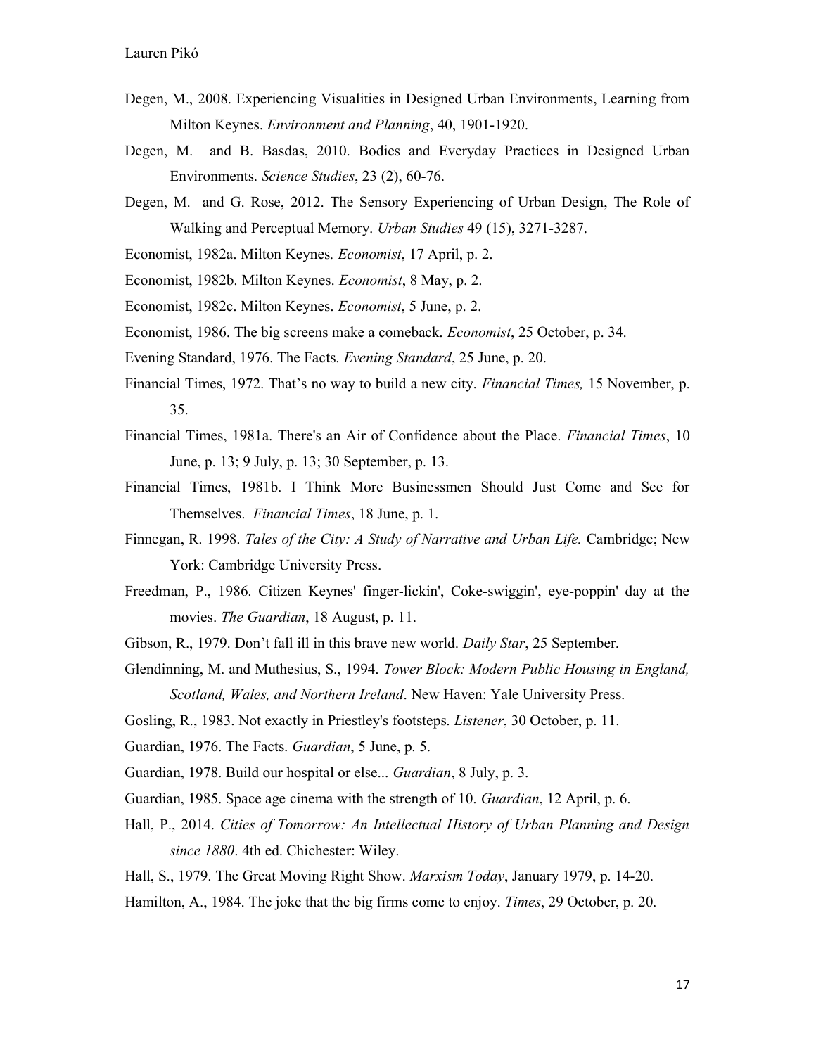Degen, M., 2008. Experiencing Visualities in Designed Urban Environments, Learning from Milton Keynes. *Environment and Planning*, 40, 1901-1920.

Degen, M. and B. Basdas, 2010. Bodies and Everyday Practices in Designed Urban Environments. *Science Studies*, 23 (2), 60-76.

Degen, M. and G. Rose, 2012. The Sensory Experiencing of Urban Design, The Role of Walking and Perceptual Memory. *Urban Studies* 49 (15), 3271-3287.

Economist, 1982a. Milton Keynes. *Economist*, 17 April, p. 2.

Economist, 1982b. Milton Keynes. *Economist*, 8 May, p. 2.

Economist, 1982c. Milton Keynes. *Economist*, 5 June, p. 2.

Economist, 1986. The big screens make a comeback. *Economist*, 25 October, p. 34.

Evening Standard, 1976. The Facts. *Evening Standard*, 25 June, p. 20.

Financial Times, 1972. That's no way to build a new city. *Financial Times,* 15 November, p. 35.

Financial Times, 1981a. There's an Air of Confidence about the Place. *Financial Times*, 10 June, p. 13; 9 July, p. 13; 30 September, p. 13.

Financial Times, 1981b. I Think More Businessmen Should Just Come and See for Themselves. *Financial Times*, 18 June, p. 1.

Finnegan, R. 1998. *Tales of the City: A Study of Narrative and Urban Life.* Cambridge; New York: Cambridge University Press.

Freedman, P., 1986. Citizen Keynes' finger-lickin', Coke-swiggin', eye-poppin' day at the movies. *The Guardian*, 18 August, p. 11.

Gibson, R., 1979. Don't fall ill in this brave new world. *Daily Star*, 25 September.

Glendinning, M. and Muthesius, S., 1994. *Tower Block: Modern Public Housing in England, Scotland, Wales, and Northern Ireland*. New Haven: Yale University Press.

Gosling, R., 1983. Not exactly in Priestley's footsteps. *Listener*, 30 October, p. 11.

Guardian, 1976. The Facts. *Guardian*, 5 June, p. 5.

Guardian, 1978. Build our hospital or else... *Guardian*, 8 July, p. 3.

Guardian, 1985. Space age cinema with the strength of 10. *Guardian*, 12 April, p. 6.

Hall, P., 2014. *Cities of Tomorrow: An Intellectual History of Urban Planning and Design since 1880*. 4th ed. Chichester: Wiley.

Hall, S., 1979. The Great Moving Right Show. *Marxism Today*, January 1979, p. 14-20.

Hamilton, A., 1984. The joke that the big firms come to enjoy. *Times*, 29 October, p. 20.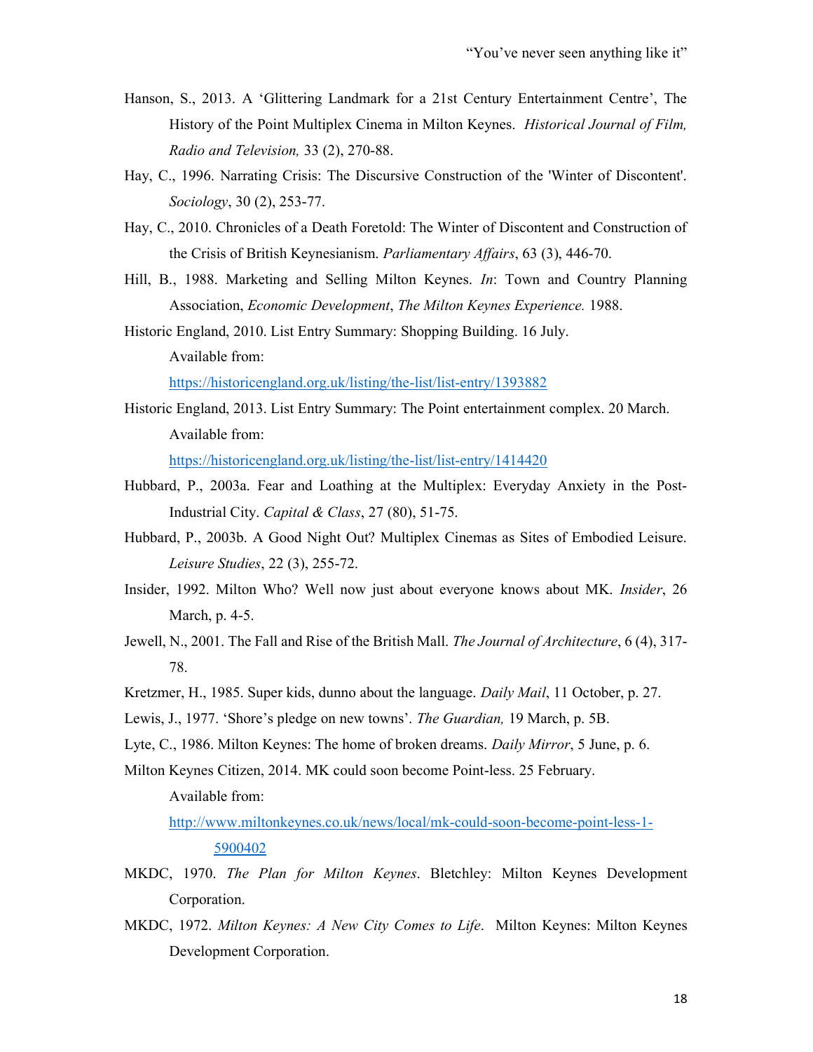Hanson, S., 2013. A 'Glittering Landmark for a 21st Century Entertainment Centre', The History of the Point Multiplex Cinema in Milton Keynes. *Historical Journal of Film, Radio and Television,* 33 (2), 270-88.

Hay, C., 1996. Narrating Crisis: The Discursive Construction of the 'Winter of Discontent'. *Sociology*, 30 (2), 253-77.

Hay, C., 2010. Chronicles of a Death Foretold: The Winter of Discontent and Construction of the Crisis of British Keynesianism. *Parliamentary Affairs*, 63 (3), 446-70.

Hill, B., 1988. Marketing and Selling Milton Keynes. *In*: Town and Country Planning Association, *Economic Development*, *The Milton Keynes Experience.* 1988.

Historic England, 2010. List Entry Summary: Shopping Building. 16 July. Available from: https://historicengland.org.uk/listing/the-list/list-entry/1393882

Historic England, 2013. List Entry Summary: The Point entertainment complex. 20 March. Available from: https://historicengland.org.uk/listing/the-list/list-entry/1414420

Hubbard, P., 2003a. Fear and Loathing at the Multiplex: Everyday Anxiety in the Post-Industrial City. *Capital & Class*, 27 (80), 51-75.

Hubbard, P., 2003b. A Good Night Out? Multiplex Cinemas as Sites of Embodied Leisure. *Leisure Studies*, 22 (3), 255-72.

Insider, 1992. Milton Who? Well now just about everyone knows about MK. *Insider*, 26 March, p. 4-5.

Jewell, N., 2001. The Fall and Rise of the British Mall. *The Journal of Architecture*, 6 (4), 317-78.

Kretzmer, H., 1985. Super kids, dunno about the language. *Daily Mail*, 11 October, p. 27.

Lewis, J., 1977. 'Shore's pledge on new towns'. *The Guardian,* 19 March, p. 5B.

Lyte, C., 1986. Milton Keynes: The home of broken dreams. *Daily Mirror*, 5 June, p. 6.

Milton Keynes Citizen, 2014. MK could soon become Point-less. 25 February. Available from: http://www.miltonkeynes.co.uk/news/local/mk-could-soon-become-point-less-1-5900402

MKDC, 1970. *The Plan for Milton Keynes*. Bletchley: Milton Keynes Development Corporation.

MKDC, 1972. *Milton Keynes: A New City Comes to Life*. Milton Keynes: Milton Keynes Development Corporation.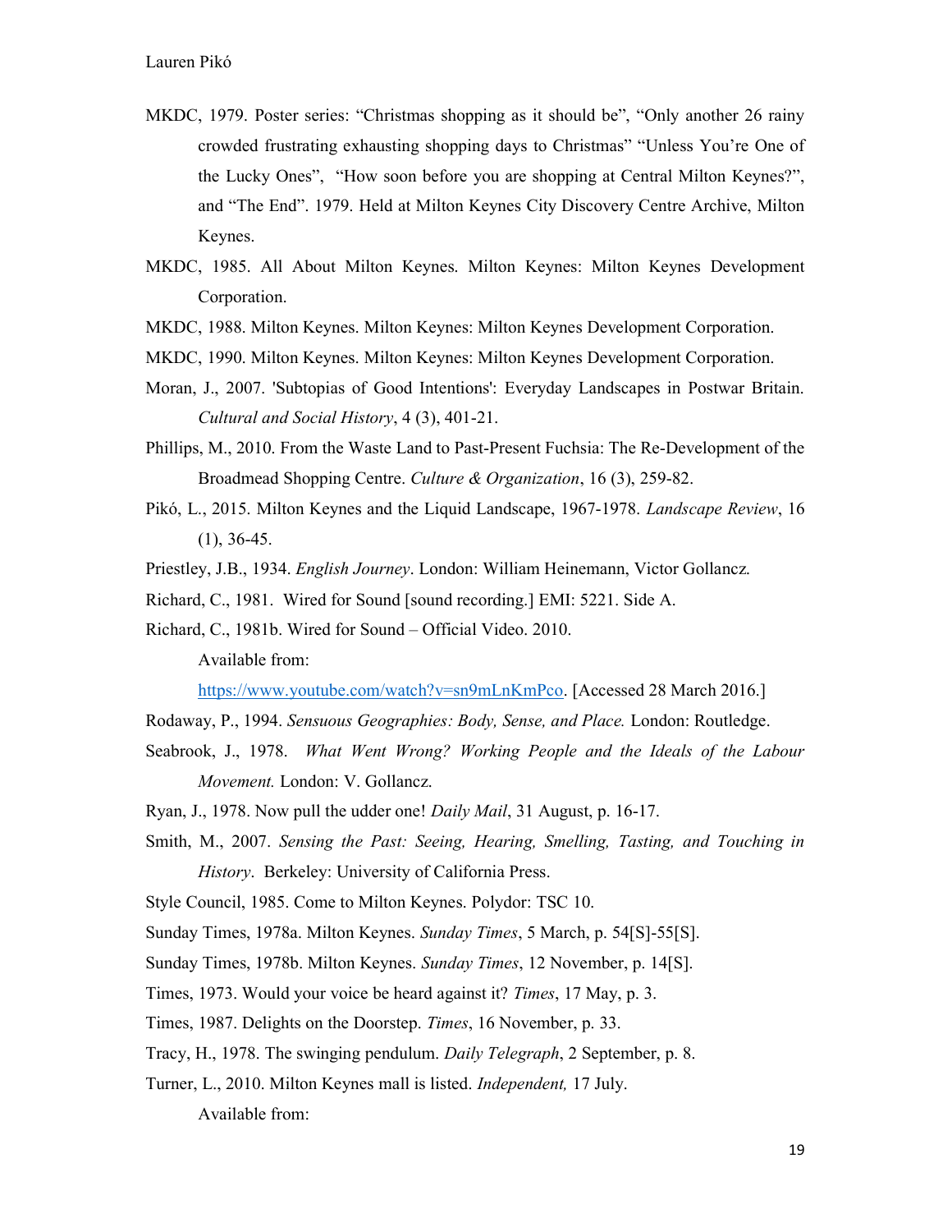MKDC, 1979. Poster series: "Christmas shopping as it should be", "Only another 26 rainy crowded frustrating exhausting shopping days to Christmas" "Unless You're One of the Lucky Ones", "How soon before you are shopping at Central Milton Keynes?", and "The End". 1979. Held at Milton Keynes City Discovery Centre Archive, Milton Keynes.

MKDC, 1985. All About Milton Keynes. Milton Keynes: Milton Keynes Development Corporation.

MKDC, 1988. Milton Keynes. Milton Keynes: Milton Keynes Development Corporation.

MKDC, 1990. Milton Keynes. Milton Keynes: Milton Keynes Development Corporation.

Moran, J., 2007. 'Subtopias of Good Intentions': Everyday Landscapes in Postwar Britain. *Cultural and Social History*, 4 (3), 401-21.

Phillips, M., 2010. From the Waste Land to Past-Present Fuchsia: The Re-Development of the Broadmead Shopping Centre. *Culture & Organization*, 16 (3), 259-82.

Pikó, L., 2015. Milton Keynes and the Liquid Landscape, 1967-1978. *Landscape Review*, 16 (1), 36-45.

Priestley, J.B., 1934. *English Journey*. London: William Heinemann, Victor Gollancz.

Richard, C., 1981. Wired for Sound [sound recording.] EMI: 5221. Side A.

Richard, C., 1981b. Wired for Sound – Official Video. 2010.

Available from:

https://www.youtube.com/watch?v=sn9mLnKmPco. [Accessed 28 March 2016.]

Rodaway, P., 1994. *Sensuous Geographies: Body, Sense, and Place.* London: Routledge.

Seabrook, J., 1978. *What Went Wrong? Working People and the Ideals of the Labour Movement.* London: V. Gollancz.

Ryan, J., 1978. Now pull the udder one! *Daily Mail*, 31 August, p. 16-17.

Smith, M., 2007. *Sensing the Past: Seeing, Hearing, Smelling, Tasting, and Touching in History*. Berkeley: University of California Press.

Style Council, 1985. Come to Milton Keynes. Polydor: TSC 10.

Sunday Times, 1978a. Milton Keynes. *Sunday Times*, 5 March, p. 54[S]-55[S].

Sunday Times, 1978b. Milton Keynes. *Sunday Times*, 12 November, p. 14[S].

Times, 1973. Would your voice be heard against it? *Times*, 17 May, p. 3.

Times, 1987. Delights on the Doorstep. *Times*, 16 November, p. 33.

Tracy, H., 1978. The swinging pendulum. *Daily Telegraph*, 2 September, p. 8.

Turner, L., 2010. Milton Keynes mall is listed. *Independent,* 17 July.

Available from: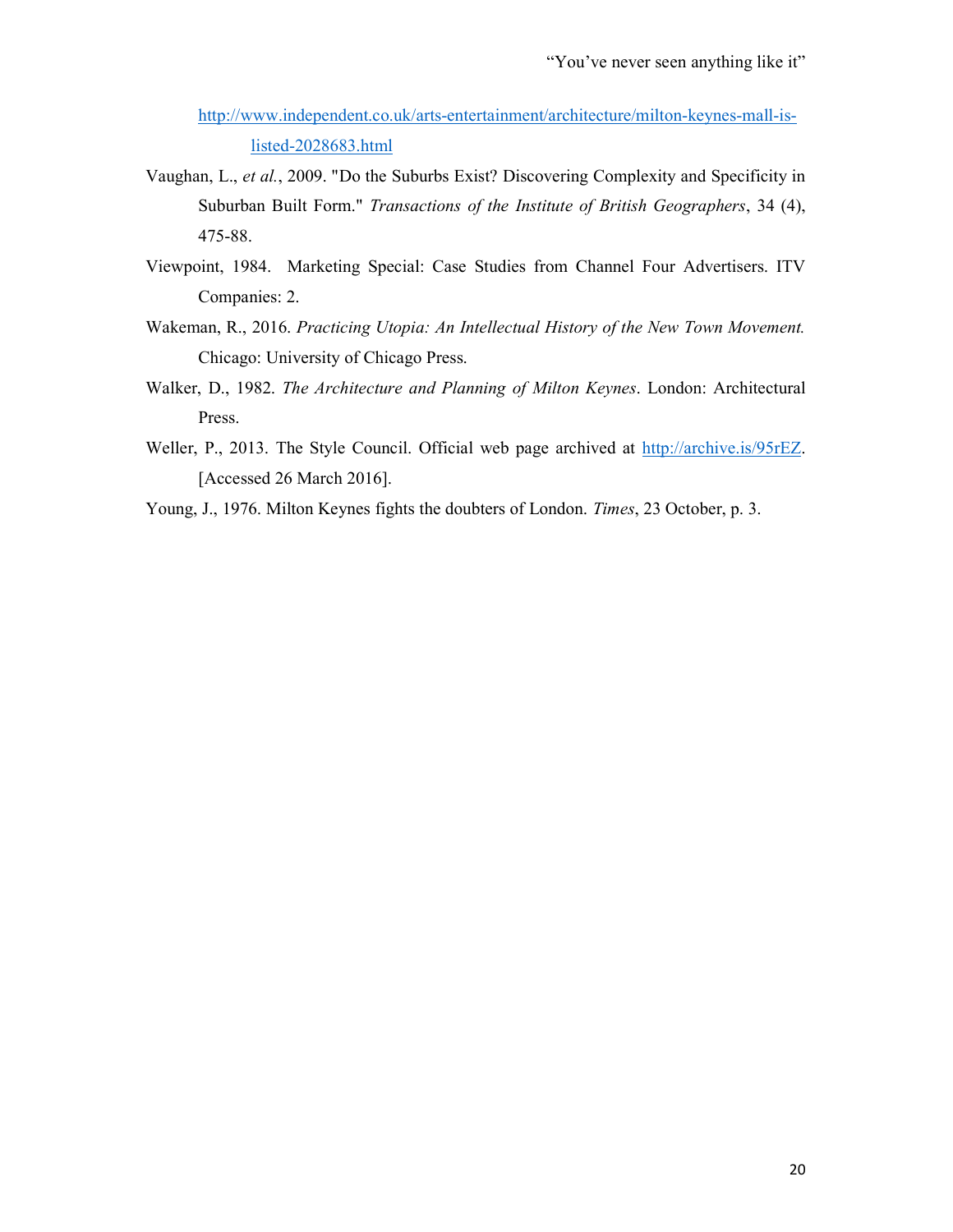http://www.independent.co.uk/arts-entertainment/architecture/milton-keynes-mall-is-listed-2028683.html

Vaughan, L., *et al.*, 2009. "Do the Suburbs Exist? Discovering Complexity and Specificity in Suburban Built Form." *Transactions of the Institute of British Geographers*, 34 (4), 475-88.

Viewpoint, 1984. Marketing Special: Case Studies from Channel Four Advertisers. ITV Companies: 2.

Wakeman, R., 2016. *Practicing Utopia: An Intellectual History of the New Town Movement.* Chicago: University of Chicago Press.

Walker, D., 1982. *The Architecture and Planning of Milton Keynes*. London: Architectural Press.

Weller, P., 2013. The Style Council. Official web page archived at http://archive.is/95rEZ. [Accessed 26 March 2016].

Young, J., 1976. Milton Keynes fights the doubters of London. *Times*, 23 October, p. 3.